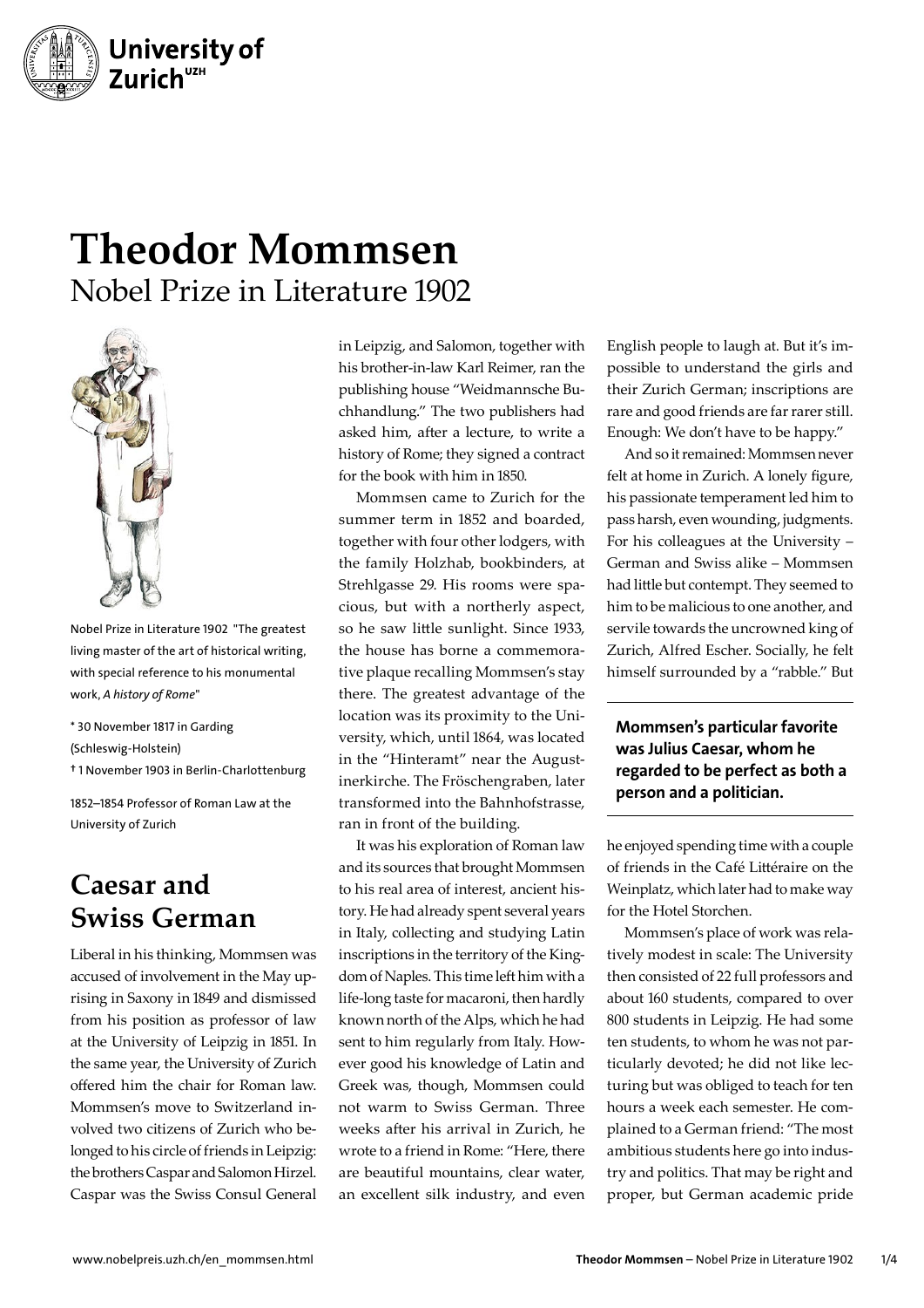# Theodor Mommsen

Nobel Prize in Literature 1902

Nobel Prize in Literature 1902 "The greatest living master of the art of historical writing, with special reference to his monumental work, *A history of Rome*"

* 30 November 1817 in Garding (Schleswig-Holstein)

† 1 November 1903 in Berlin-Charlottenburg

1852–1854 Professor of Roman Law at the University of Zurich

## Caesar and Swiss German

Liberal in his thinking, Mommsen was accused of involvement in the May uprising in Saxony in 1849 and dismissed from his position as professor of law at the University of Leipzig in 1851. In the same year, the University of Zurich offered him the chair for Roman law. Mommsen's move to Switzerland involved two citizens of Zurich who belonged to his circle of friends in Leipzig: the brothers Caspar and Salomon Hirzel. Caspar was the Swiss Consul General in Leipzig, and Salomon, together with his brother-in-law Karl Reimer, ran the publishing house "Weidmannsche Buchhandlung." The two publishers had asked him, after a lecture, to write a history of Rome; they signed a contract for the book with him in 1850.

Mommsen came to Zurich for the summer term in 1852 and boarded, together with four other lodgers, with the family Holzhab, bookbinders, at Strehlgasse 29. His rooms were spacious, but with a northerly aspect, so he saw little sunlight. Since 1933, the house has borne a commemorative plaque recalling Mommsen's stay there. The greatest advantage of the location was its proximity to the University, which, until 1864, was located in the "Hinteramt" near the Augustinerkirche. The Fröschengraben, later transformed into the Bahnhofstrasse, ran in front of the building.

It was his exploration of Roman law and its sources that brought Mommsen to his real area of interest, ancient history. He had already spent several years in Italy, collecting and studying Latin inscriptions in the territory of the Kingdom of Naples. This time left him with a life-long taste for macaroni, then hardly known north of the Alps, which he had sent to him regularly from Italy. However good his knowledge of Latin and Greek was, though, Mommsen could not warm to Swiss German. Three weeks after his arrival in Zurich, he wrote to a friend in Rome: "Here, there are beautiful mountains, clear water, an excellent silk industry, and even English people to laugh at. But it's impossible to understand the girls and their Zurich German; inscriptions are rare and good friends are far rarer still. Enough: We don't have to be happy."

And so it remained: Mommsen never felt at home in Zurich. A lonely figure, his passionate temperament led him to pass harsh, even wounding, judgments. For his colleagues at the University – German and Swiss alike – Mommsen had little but contempt. They seemed to him to be malicious to one another, and servile towards the uncrowned king of Zurich, Alfred Escher. Socially, he felt himself surrounded by a "rabble." But he enjoyed spending time with a couple of friends in the Café Littéraire on the Weinplatz, which later had to make way for the Hotel Storchen.

**Mommsen's particular favorite was Julius Caesar, whom he regarded to be perfect as both a person and a politician.**

Mommsen's place of work was relatively modest in scale: The University then consisted of 22 full professors and about 160 students, compared to over 800 students in Leipzig. He had some ten students, to whom he was not particularly devoted; he did not like lecturing but was obliged to teach for ten hours a week each semester. He complained to a German friend: "The most ambitious students here go into industry and politics. That may be right and proper, but German academic pride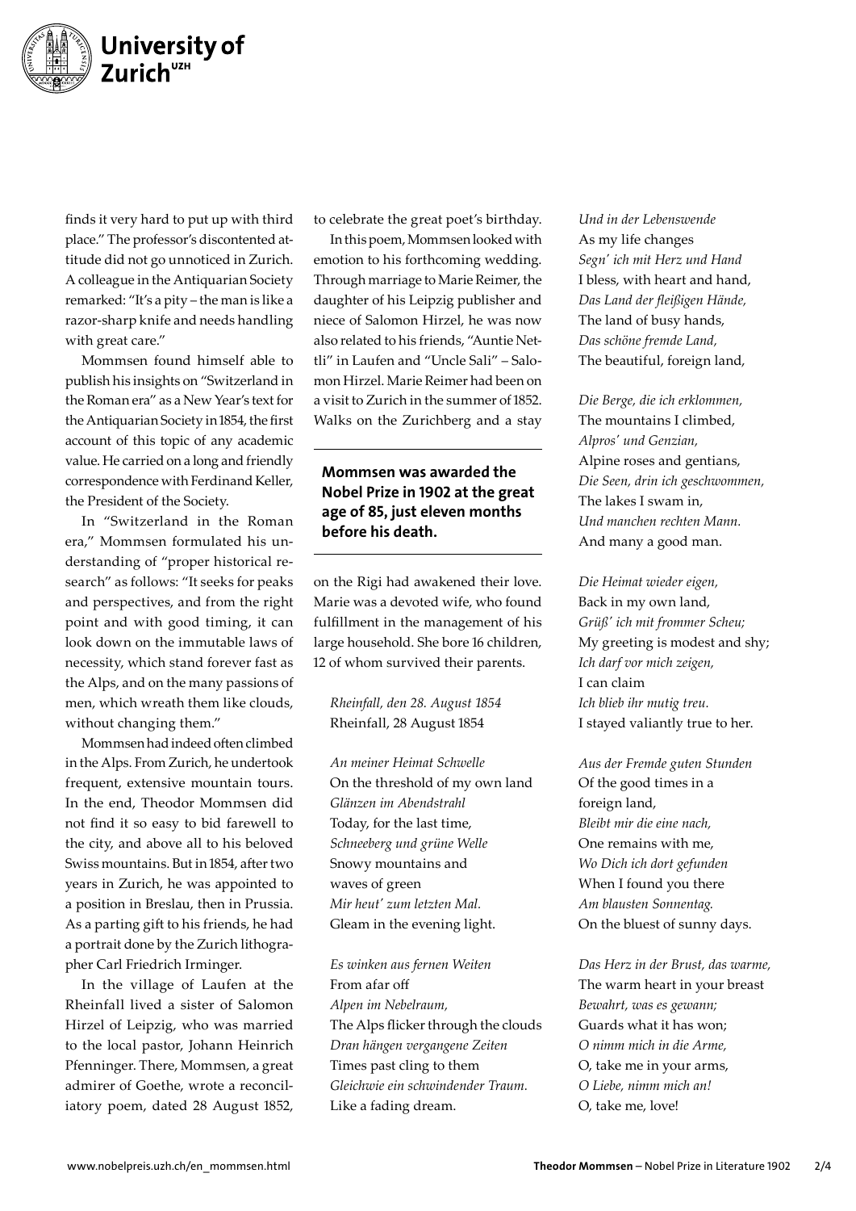finds it very hard to put up with third place." The professor's discontented attitude did not go unnoticed in Zurich. A colleague in the Antiquarian Society remarked: "It's a pity – the man is like a razor-sharp knife and needs handling with great care."

Mommsen found himself able to publish his insights on "Switzerland in the Roman era" as a New Year's text for the Antiquarian Society in 1854, the first account of this topic of any academic value. He carried on a long and friendly correspondence with Ferdinand Keller, the President of the Society.

In "Switzerland in the Roman era," Mommsen formulated his understanding of "proper historical research" as follows: "It seeks for peaks and perspectives, and from the right point and with good timing, it can look down on the immutable laws of necessity, which stand forever fast as the Alps, and on the many passions of men, which wreath them like clouds, without changing them."

Mommsen had indeed often climbed in the Alps. From Zurich, he undertook frequent, extensive mountain tours. In the end, Theodor Mommsen did not find it so easy to bid farewell to the city, and above all to his beloved Swiss mountains. But in 1854, after two years in Zurich, he was appointed to a position in Breslau, then in Prussia. As a parting gift to his friends, he had a portrait done by the Zurich lithographer Carl Friedrich Irminger.

In the village of Laufen at the Rheinfall lived a sister of Salomon Hirzel of Leipzig, who was married to the local pastor, Johann Heinrich Pfenninger. There, Mommsen, a great admirer of Goethe, wrote a reconciliatory poem, dated 28 August 1852, to celebrate the great poet's birthday.

In this poem, Mommsen looked with emotion to his forthcoming wedding. Through marriage to Marie Reimer, the daughter of his Leipzig publisher and niece of Salomon Hirzel, he was now also related to his friends, "Auntie Nettli" in Laufen and "Uncle Sali" – Salomon Hirzel. Marie Reimer had been on a visit to Zurich in the summer of 1852. Walks on the Zurichberg and a stay on the Rigi had awakened their love. Marie was a devoted wife, who found fulfillment in the management of his large household. She bore 16 children, 12 of whom survived their parents.

**Mommsen was awarded the Nobel Prize in 1902 at the great age of 85, just eleven months before his death.**

*Rheinfall, den 28. August 1854*
Rheinfall, 28 August 1854

*An meiner Heimat Schwelle*
On the threshold of my own land
*Glänzen im Abendstrahl*
Today, for the last time,
*Schneeberg und grüne Welle*
Snowy mountains and waves of green
*Mir heut' zum letzten Mal.*
Gleam in the evening light.

*Es winken aus fernen Weiten*
From afar off
*Alpen im Nebelraum,*
The Alps flicker through the clouds
*Dran hängen vergangene Zeiten*
Times past cling to them
*Gleichwie ein schwindender Traum.*
Like a fading dream.

*Und in der Lebenswende*
As my life changes
*Segn' ich mit Herz und Hand*
I bless, with heart and hand,
*Das Land der fleißigen Hände,*
The land of busy hands,
*Das schöne fremde Land,*
The beautiful, foreign land,

*Die Berge, die ich erklommen,*
The mountains I climbed,
*Alpros' und Genzian,*
Alpine roses and gentians,
*Die Seen, drin ich geschwommen,*
The lakes I swam in,
*Und manchen rechten Mann.*
And many a good man.

*Die Heimat wieder eigen,*
Back in my own land,
*Grüß' ich mit frommer Scheu;*
My greeting is modest and shy;
*Ich darf vor mich zeigen,*
I can claim
*Ich blieb ihr mutig treu.*
I stayed valiantly true to her.

*Aus der Fremde guten Stunden*
Of the good times in a foreign land,
*Bleibt mir die eine nach,*
One remains with me,
*Wo Dich ich dort gefunden*
When I found you there
*Am blausten Sonnentag.*
On the bluest of sunny days.

*Das Herz in der Brust, das warme,*
The warm heart in your breast
*Bewahrt, was es gewann;*
Guards what it has won;
*O nimm mich in die Arme,*
O, take me in your arms,
*O Liebe, nimm mich an!*
O, take me, love!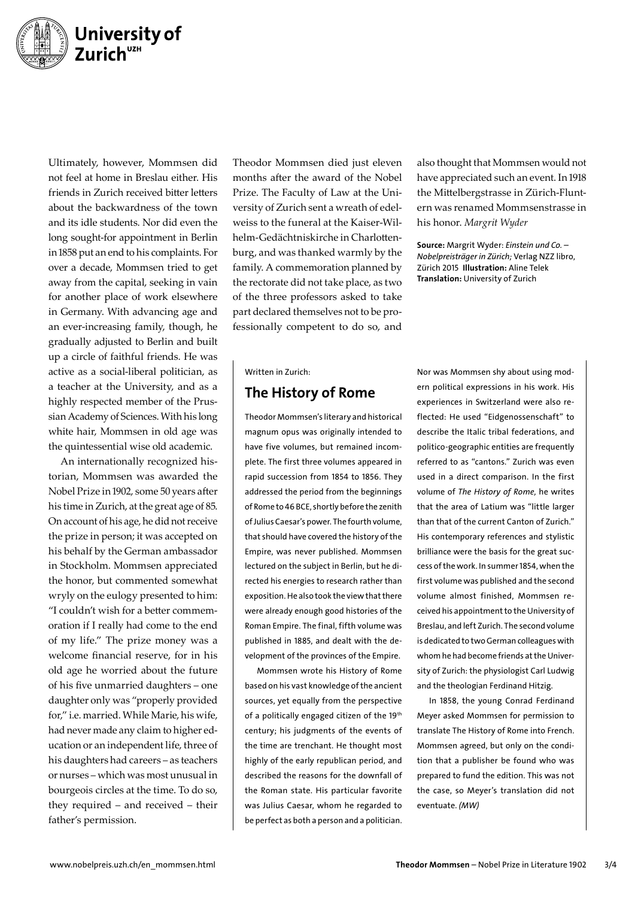Ultimately, however, Mommsen did not feel at home in Breslau either. His friends in Zurich received bitter letters about the backwardness of the town and its idle students. Nor did even the long sought-for appointment in Berlin in 1858 put an end to his complaints. For over a decade, Mommsen tried to get away from the capital, seeking in vain for another place of work elsewhere in Germany. With advancing age and an ever-increasing family, though, he gradually adjusted to Berlin and built up a circle of faithful friends. He was active as a social-liberal politician, as a teacher at the University, and as a highly respected member of the Prussian Academy of Sciences. With his long white hair, Mommsen in old age was the quintessential wise old academic.

An internationally recognized historian, Mommsen was awarded the Nobel Prize in 1902, some 50 years after his time in Zurich, at the great age of 85. On account of his age, he did not receive the prize in person; it was accepted on his behalf by the German ambassador in Stockholm. Mommsen appreciated the honor, but commented somewhat wryly on the eulogy presented to him: "I couldn't wish for a better commemoration if I really had come to the end of my life." The prize money was a welcome financial reserve, for in his old age he worried about the future of his five unmarried daughters – one daughter only was "properly provided for," i.e. married. While Marie, his wife, had never made any claim to higher education or an independent life, three of his daughters had careers – as teachers or nurses – which was most unusual in bourgeois circles at the time. To do so, they required – and received – their father's permission.

Theodor Mommsen died just eleven months after the award of the Nobel Prize. The Faculty of Law at the University of Zurich sent a wreath of edelweiss to the funeral at the Kaiser-Wilhelm-Gedächtniskirche in Charlottenburg, and was thanked warmly by the family. A commemoration planned by the rectorate did not take place, as two of the three professors asked to take part declared themselves not to be professionally competent to do so, and also thought that Mommsen would not have appreciated such an event. In 1918 the Mittelbergstrasse in Zürich-Fluntern was renamed Mommsenstrasse in his honor. *Margrit Wyder*

**Source:** Margrit Wyder: *Einstein und Co. – Nobelpreisträger in Zürich*; Verlag NZZ libro, Zürich 2015 **Illustration:** Aline Telek **Translation:** University of Zurich

Written in Zurich:

## The History of Rome

Theodor Mommsen's literary and historical magnum opus was originally intended to have five volumes, but remained incomplete. The first three volumes appeared in rapid succession from 1854 to 1856. They addressed the period from the beginnings of Rome to 46 BCE, shortly before the zenith of Julius Caesar's power. The fourth volume, that should have covered the history of the Empire, was never published. Mommsen lectured on the subject in Berlin, but he directed his energies to research rather than exposition. He also took the view that there were already enough good histories of the Roman Empire. The final, fifth volume was published in 1885, and dealt with the development of the provinces of the Empire.

Mommsen wrote his History of Rome based on his vast knowledge of the ancient sources, yet equally from the perspective of a politically engaged citizen of the 19th century; his judgments of the events of the time are trenchant. He thought most highly of the early republican period, and described the reasons for the downfall of the Roman state. His particular favorite was Julius Caesar, whom he regarded to be perfect as both a person and a politician. Nor was Mommsen shy about using modern political expressions in his work. His experiences in Switzerland were also reflected: He used "Eidgenossenschaft" to describe the Italic tribal federations, and politico-geographic entities are frequently referred to as "cantons." Zurich was even used in a direct comparison. In the first volume of *The History of Rome*, he writes that the area of Latium was "little larger than that of the current Canton of Zurich." His contemporary references and stylistic brilliance were the basis for the great success of the work. In summer 1854, when the first volume was published and the second volume almost finished, Mommsen received his appointment to the University of Breslau, and left Zurich. The second volume is dedicated to two German colleagues with whom he had become friends at the University of Zurich: the physiologist Carl Ludwig and the theologian Ferdinand Hitzig.

In 1858, the young Conrad Ferdinand Meyer asked Mommsen for permission to translate The History of Rome into French. Mommsen agreed, but only on the condition that a publisher be found who was prepared to fund the edition. This was not the case, so Meyer's translation did not eventuate. *(MW)*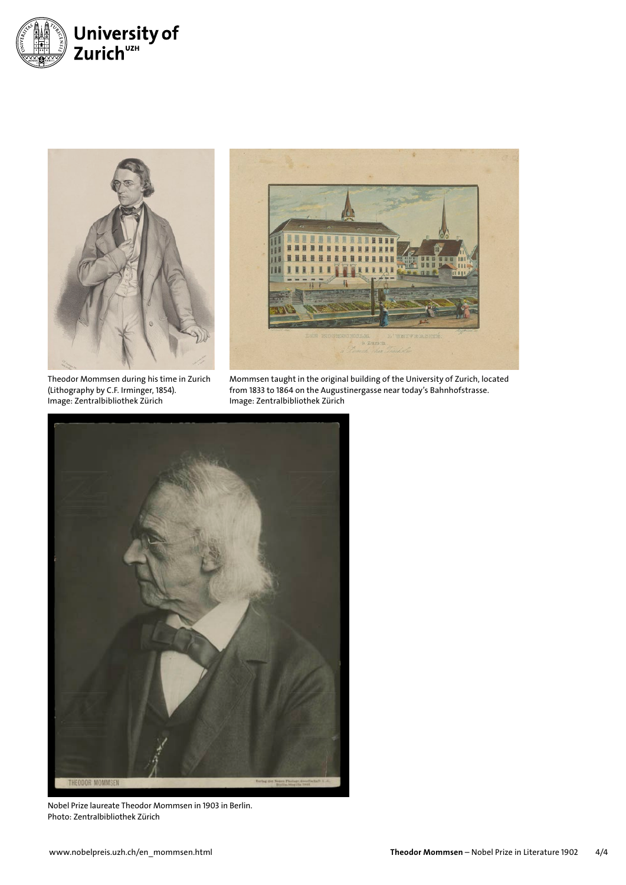Theodor Mommsen during his time in Zurich (Lithography by C.F. Irminger, 1854).
Image: Zentralbibliothek Zürich

Mommsen taught in the original building of the University of Zurich, located from 1833 to 1864 on the Augustinergasse near today's Bahnhofstrasse.
Image: Zentralbibliothek Zürich

Nobel Prize laureate Theodor Mommsen in 1903 in Berlin.
Photo: Zentralbibliothek Zürich